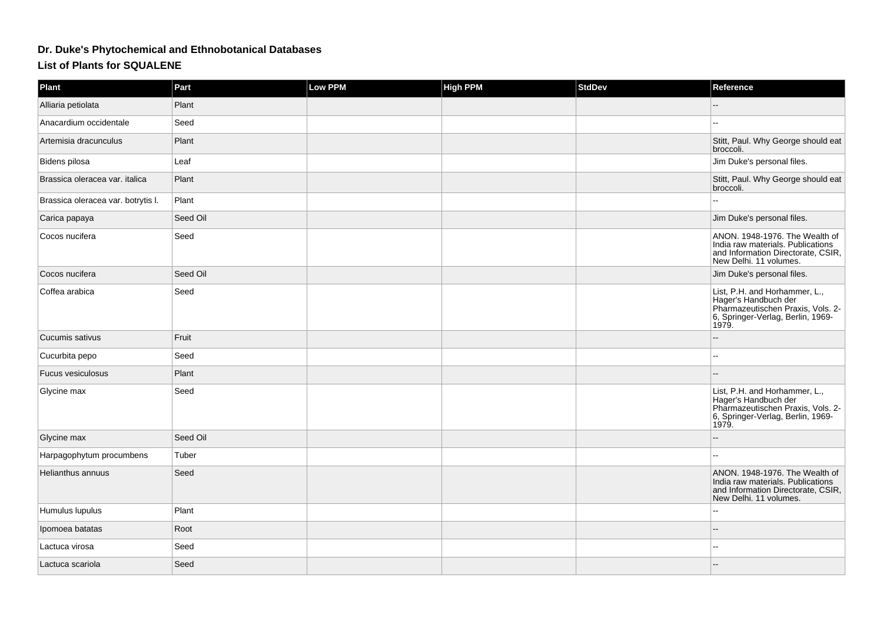# Dr. Duke's Phytochemical and Ethnobotanical Databases

## List of Plants for SQUALENE

| Plant | Part | Low PPM | High PPM | StdDev | Reference |
| --- | --- | --- | --- | --- | --- |
| Alliaria petiolata | Plant | | | | -- |
| Anacardium occidentale | Seed | | | | -- |
| Artemisia dracunculus | Plant | | | | Stitt, Paul. Why George should eat broccoli. |
| Bidens pilosa | Leaf | | | | Jim Duke's personal files. |
| Brassica oleracea var. italica | Plant | | | | Stitt, Paul. Why George should eat broccoli. |
| Brassica oleracea var. botrytis l. | Plant | | | | -- |
| Carica papaya | Seed Oil | | | | Jim Duke's personal files. |
| Cocos nucifera | Seed | | | | ANON. 1948-1976. The Wealth of India raw materials. Publications and Information Directorate, CSIR, New Delhi. 11 volumes. |
| Cocos nucifera | Seed Oil | | | | Jim Duke's personal files. |
| Coffea arabica | Seed | | | | List, P.H. and Horhammer, L., Hager's Handbuch der Pharmazeutischen Praxis, Vols. 2-6, Springer-Verlag, Berlin, 1969-1979. |
| Cucumis sativus | Fruit | | | | -- |
| Cucurbita pepo | Seed | | | | -- |
| Fucus vesiculosus | Plant | | | | -- |
| Glycine max | Seed | | | | List, P.H. and Horhammer, L., Hager's Handbuch der Pharmazeutischen Praxis, Vols. 2-6, Springer-Verlag, Berlin, 1969-1979. |
| Glycine max | Seed Oil | | | | -- |
| Harpagophytum procumbens | Tuber | | | | -- |
| Helianthus annuus | Seed | | | | ANON. 1948-1976. The Wealth of India raw materials. Publications and Information Directorate, CSIR, New Delhi. 11 volumes. |
| Humulus lupulus | Plant | | | | -- |
| Ipomoea batatas | Root | | | | -- |
| Lactuca virosa | Seed | | | | -- |
| Lactuca scariola | Seed | | | | -- |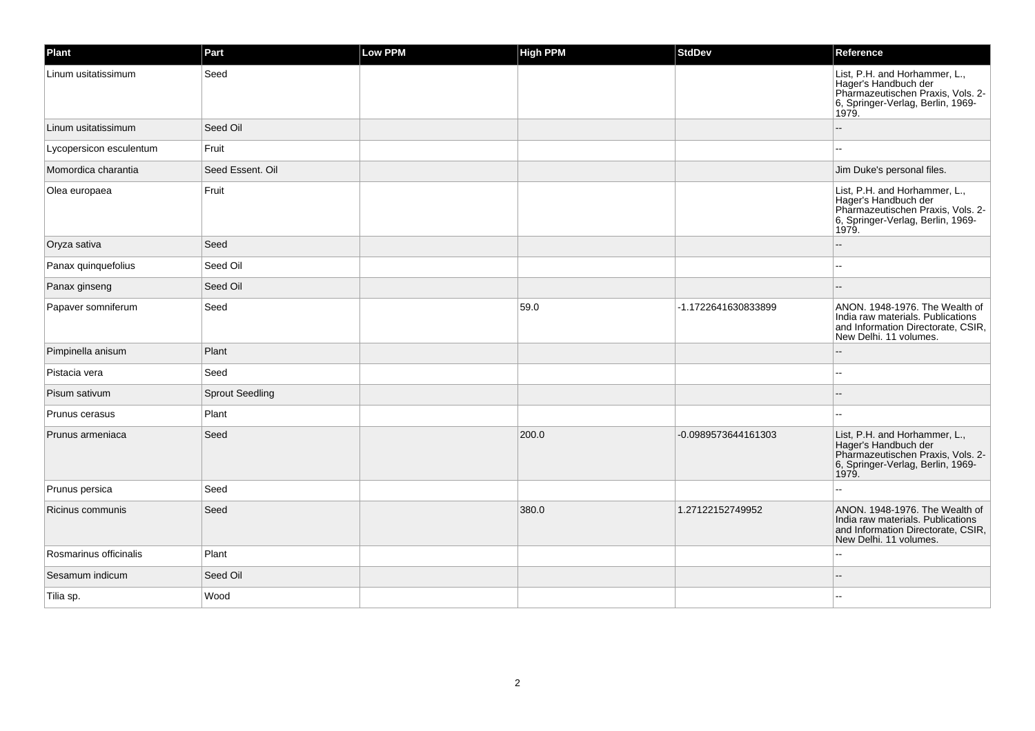| Plant | Part | Low PPM | High PPM | StdDev | Reference |
|---|---|---|---|---|---|
| Linum usitatissimum | Seed | | | | List, P.H. and Horhammer, L., Hager's Handbuch der Pharmazeutischen Praxis, Vols. 2-6, Springer-Verlag, Berlin, 1969-1979. |
| Linum usitatissimum | Seed Oil | | | | -- |
| Lycopersicon esculentum | Fruit | | | | -- |
| Momordica charantia | Seed Essent. Oil | | | | Jim Duke's personal files. |
| Olea europaea | Fruit | | | | List, P.H. and Horhammer, L., Hager's Handbuch der Pharmazeutischen Praxis, Vols. 2-6, Springer-Verlag, Berlin, 1969-1979. |
| Oryza sativa | Seed | | | | -- |
| Panax quinquefolius | Seed Oil | | | | -- |
| Panax ginseng | Seed Oil | | | | -- |
| Papaver somniferum | Seed | | 59.0 | -1.1722641630833899 | ANON. 1948-1976. The Wealth of India raw materials. Publications and Information Directorate, CSIR, New Delhi. 11 volumes. |
| Pimpinella anisum | Plant | | | | -- |
| Pistacia vera | Seed | | | | -- |
| Pisum sativum | Sprout Seedling | | | | -- |
| Prunus cerasus | Plant | | | | -- |
| Prunus armeniaca | Seed | | 200.0 | -0.0989573644161303 | List, P.H. and Horhammer, L., Hager's Handbuch der Pharmazeutischen Praxis, Vols. 2-6, Springer-Verlag, Berlin, 1969-1979. |
| Prunus persica | Seed | | | | -- |
| Ricinus communis | Seed | | 380.0 | 1.27122152749952 | ANON. 1948-1976. The Wealth of India raw materials. Publications and Information Directorate, CSIR, New Delhi. 11 volumes. |
| Rosmarinus officinalis | Plant | | | | -- |
| Sesamum indicum | Seed Oil | | | | -- |
| Tilia sp. | Wood | | | | -- |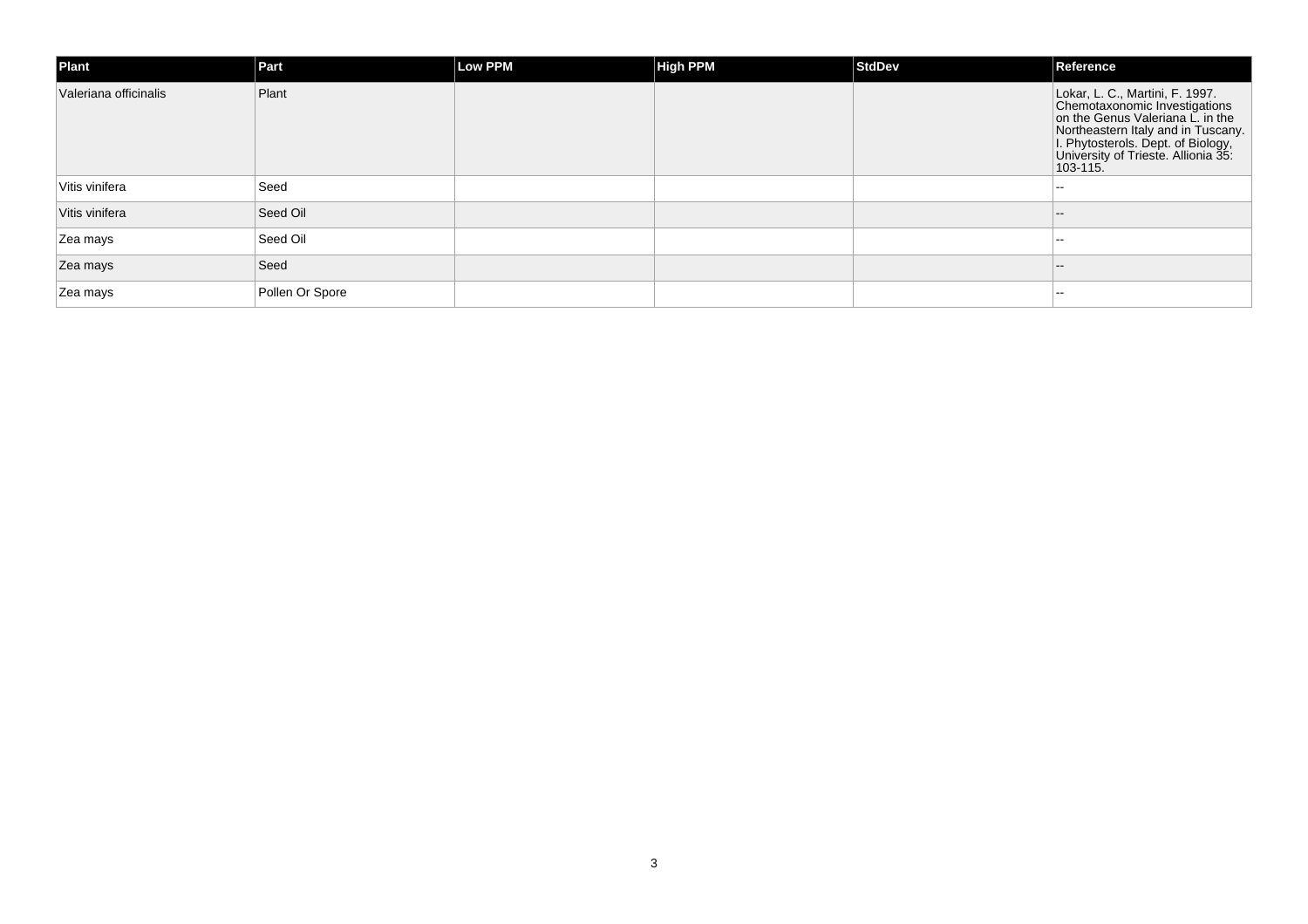| Plant | Part | Low PPM | High PPM | StdDev | Reference |
|---|---|---|---|---|---|
| Valeriana officinalis | Plant | | | | Lokar, L. C., Martini, F. 1997. Chemotaxonomic Investigations on the Genus Valeriana L. in the Northeastern Italy and in Tuscany. I. Phytosterols. Dept. of Biology, University of Trieste. Allionia 35: 103-115. |
| Vitis vinifera | Seed | | | | -- |
| Vitis vinifera | Seed Oil | | | | -- |
| Zea mays | Seed Oil | | | | -- |
| Zea mays | Seed | | | | -- |
| Zea mays | Pollen Or Spore | | | | -- |